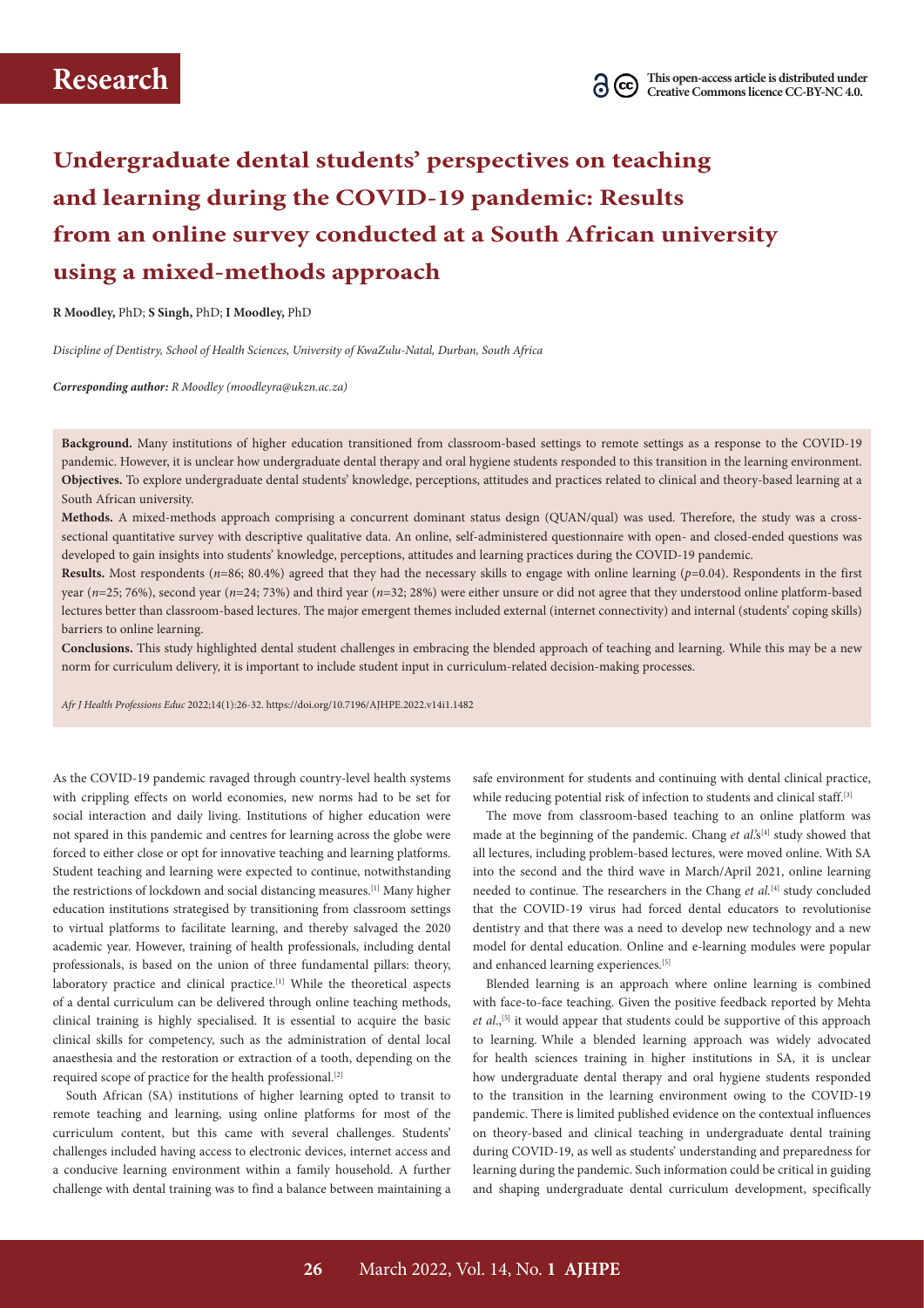# Undergraduate dental students' perspectives on teaching and learning during the COVID-19 pandemic: Results from an online survey conducted at a South African university using a mixed-methods approach

**R Moodley,** PhD; **S Singh,** PhD; **I Moodley,** PhD

*Discipline of Dentistry, School of Health Sciences, University of KwaZulu-Natal, Durban, South Africa*

***Corresponding author:** R Moodley (moodleyra@ukzn.ac.za)*

**Background.** Many institutions of higher education transitioned from classroom-based settings to remote settings as a response to the COVID-19 pandemic. However, it is unclear how undergraduate dental therapy and oral hygiene students responded to this transition in the learning environment.

**Objectives.** To explore undergraduate dental students' knowledge, perceptions, attitudes and practices related to clinical and theory-based learning at a South African university.

**Methods.** A mixed-methods approach comprising a concurrent dominant status design (QUAN/qual) was used. Therefore, the study was a cross-sectional quantitative survey with descriptive qualitative data. An online, self-administered questionnaire with open- and closed-ended questions was developed to gain insights into students' knowledge, perceptions, attitudes and learning practices during the COVID-19 pandemic.

**Results.** Most respondents ($n$=86; 80.4%) agreed that they had the necessary skills to engage with online learning ($p$=0.04). Respondents in the first year ($n$=25; 76%), second year ($n$=24; 73%) and third year ($n$=32; 28%) were either unsure or did not agree that they understood online platform-based lectures better than classroom-based lectures. The major emergent themes included external (internet connectivity) and internal (students' coping skills) barriers to online learning.

**Conclusions.** This study highlighted dental student challenges in embracing the blended approach of teaching and learning. While this may be a new norm for curriculum delivery, it is important to include student input in curriculum-related decision-making processes.

*Afr J Health Professions Educ* 2022;14(1):26-32. https://doi.org/10.7196/AJHPE.2022.v14i1.1482

As the COVID-19 pandemic ravaged through country-level health systems with crippling effects on world economies, new norms had to be set for social interaction and daily living. Institutions of higher education were not spared in this pandemic and centres for learning across the globe were forced to either close or opt for innovative teaching and learning platforms. Student teaching and learning were expected to continue, notwithstanding the restrictions of lockdown and social distancing measures.[1] Many higher education institutions strategised by transitioning from classroom settings to virtual platforms to facilitate learning, and thereby salvaged the 2020 academic year. However, training of health professionals, including dental professionals, is based on the union of three fundamental pillars: theory, laboratory practice and clinical practice.[1] While the theoretical aspects of a dental curriculum can be delivered through online teaching methods, clinical training is highly specialised. It is essential to acquire the basic clinical skills for competency, such as the administration of dental local anaesthesia and the restoration or extraction of a tooth, depending on the required scope of practice for the health professional.[2]

South African (SA) institutions of higher learning opted to transit to remote teaching and learning, using online platforms for most of the curriculum content, but this came with several challenges. Students' challenges included having access to electronic devices, internet access and a conducive learning environment within a family household. A further challenge with dental training was to find a balance between maintaining a safe environment for students and continuing with dental clinical practice, while reducing potential risk of infection to students and clinical staff.[3]

The move from classroom-based teaching to an online platform was made at the beginning of the pandemic. Chang *et al.*'s[4] study showed that all lectures, including problem-based lectures, were moved online. With SA into the second and the third wave in March/April 2021, online learning needed to continue. The researchers in the Chang *et al.*[4] study concluded that the COVID-19 virus had forced dental educators to revolutionise dentistry and that there was a need to develop new technology and a new model for dental education. Online and e-learning modules were popular and enhanced learning experiences.[5]

Blended learning is an approach where online learning is combined with face-to-face teaching. Given the positive feedback reported by Mehta *et al.*,[5] it would appear that students could be supportive of this approach to learning. While a blended learning approach was widely advocated for health sciences training in higher institutions in SA, it is unclear how undergraduate dental therapy and oral hygiene students responded to the transition in the learning environment owing to the COVID-19 pandemic. There is limited published evidence on the contextual influences on theory-based and clinical teaching in undergraduate dental training during COVID-19, as well as students' understanding and preparedness for learning during the pandemic. Such information could be critical in guiding and shaping undergraduate dental curriculum development, specifically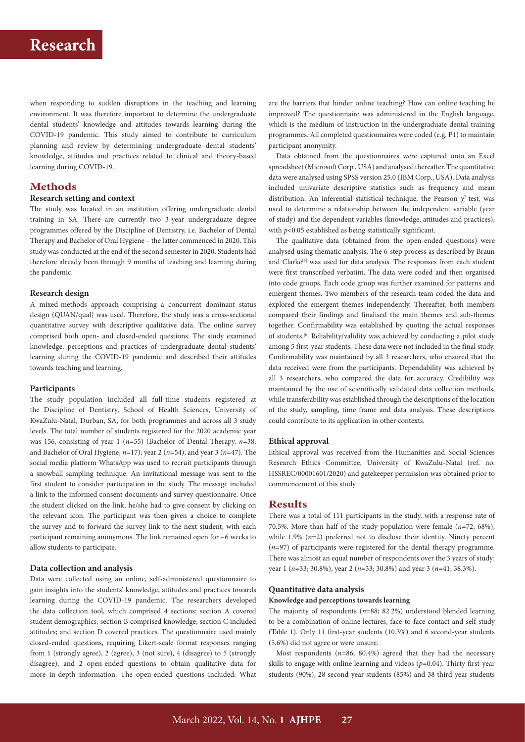when responding to sudden disruptions in the teaching and learning environment. It was therefore important to determine the undergraduate dental students' knowledge and attitudes towards learning during the COVID-19 pandemic. This study aimed to contribute to curriculum planning and review by determining undergraduate dental students' knowledge, attitudes and practices related to clinical and theory-based learning during COVID-19.

## Methods

### Research setting and context

The study was located in an institution offering undergraduate dental training in SA. There are currently two 3-year undergraduate degree programmes offered by the Discipline of Dentistry, i.e. Bachelor of Dental Therapy and Bachelor of Oral Hygiene – the latter commenced in 2020. This study was conducted at the end of the second semester in 2020. Students had therefore already been through 9 months of teaching and learning during the pandemic.

### Research design

A mixed-methods approach comprising a concurrent dominant status design (QUAN/qual) was used. Therefore, the study was a cross-sectional quantitative survey with descriptive qualitative data. The online survey comprised both open- and closed-ended questions. The study examined knowledge, perceptions and practices of undergraduate dental students' learning during the COVID-19 pandemic and described their attitudes towards teaching and learning.

### Participants

The study population included all full-time students registered at the Discipline of Dentistry, School of Health Sciences, University of KwaZulu-Natal, Durban, SA, for both programmes and across all 3 study levels. The total number of students registered for the 2020 academic year was 156, consisting of year 1 (*n*=55) (Bachelor of Dental Therapy, *n*=38; and Bachelor of Oral Hygiene, *n*=17); year 2 (*n*=54); and year 3 (*n*=47). The social media platform WhatsApp was used to recruit participants through a snowball sampling technique. An invitational message was sent to the first student to consider participation in the study. The message included a link to the informed consent documents and survey questionnaire. Once the student clicked on the link, he/she had to give consent by clicking on the relevant icon. The participant was then given a choice to complete the survey and to forward the survey link to the next student, with each participant remaining anonymous. The link remained open for ~6 weeks to allow students to participate.

### Data collection and analysis

Data were collected using an online, self-administered questionnaire to gain insights into the students' knowledge, attitudes and practices towards learning during the COVID-19 pandemic. The researchers developed the data collection tool, which comprised 4 sections: section A covered student demographics; section B comprised knowledge; section C included attitudes; and section D covered practices. The questionnaire used mainly closed-ended questions, requiring Likert-scale format responses ranging from 1 (strongly agree), 2 (agree), 3 (not sure), 4 (disagree) to 5 (strongly disagree), and 2 open-ended questions to obtain qualitative data for more in-depth information. The open-ended questions included: What are the barriers that hinder online teaching? How can online teaching be improved? The questionnaire was administered in the English language, which is the medium of instruction in the undergraduate dental training programmes. All completed questionnaires were coded (e.g. P1) to maintain participant anonymity.

Data obtained from the questionnaires were captured onto an Excel spreadsheet (Microsoft Corp., USA) and analysed thereafter. The quantitative data were analysed using SPSS version 25.0 (IBM Corp., USA). Data analysis included univariate descriptive statistics such as frequency and mean distribution. An inferential statistical technique, the Pearson $\chi^2$ test, was used to determine a relationship between the independent variable (year of study) and the dependent variables (knowledge, attitudes and practices), with $p<0.05$ established as being statistically significant.

The qualitative data (obtained from the open-ended questions) were analysed using thematic analysis. The 6-step process as described by Braun and Clarke[6] was used for data analysis. The responses from each student were first transcribed verbatim. The data were coded and then organised into code groups. Each code group was further examined for patterns and emergent themes. Two members of the research team coded the data and explored the emergent themes independently. Thereafter, both members compared their findings and finalised the main themes and sub-themes together. Confirmability was established by quoting the actual responses of students.[6] Reliability/validity was achieved by conducting a pilot study among 5 first-year students. These data were not included in the final study. Confirmability was maintained by all 3 researchers, who ensured that the data received were from the participants. Dependability was achieved by all 3 researchers, who compared the data for accuracy. Credibility was maintained by the use of scientifically validated data collection methods, while transferability was established through the descriptions of the location of the study, sampling, time frame and data analysis. These descriptions could contribute to its application in other contexts.

### Ethical approval

Ethical approval was received from the Humanities and Social Sciences Research Ethics Committee, University of KwaZulu-Natal (ref. no. HSSREC/00001601/2020) and gatekeeper permission was obtained prior to commencement of this study.

## Results

There was a total of 111 participants in the study, with a response rate of 70.5%. More than half of the study population were female (*n*=72; 68%), while 1.9% (*n*=2) preferred not to disclose their identity. Ninety percent (*n*=97) of participants were registered for the dental therapy programme. There was almost an equal number of respondents over the 3 years of study: year 1 (*n*=33; 30.8%), year 2 (*n*=33; 30.8%) and year 3 (*n*=41; 38.3%).

### Quantitative data analysis

#### Knowledge and perceptions towards learning

The majority of respondents (*n*=88; 82.2%) understood blended learning to be a combination of online lectures, face-to-face contact and self-study (Table 1). Only 11 first-year students (10.3%) and 6 second-year students (5.6%) did not agree or were unsure.

Most respondents (*n*=86; 80.4%) agreed that they had the necessary skills to engage with online learning and videos ($p=0.04$). Thirty first-year students (90%), 28 second-year students (85%) and 38 third-year students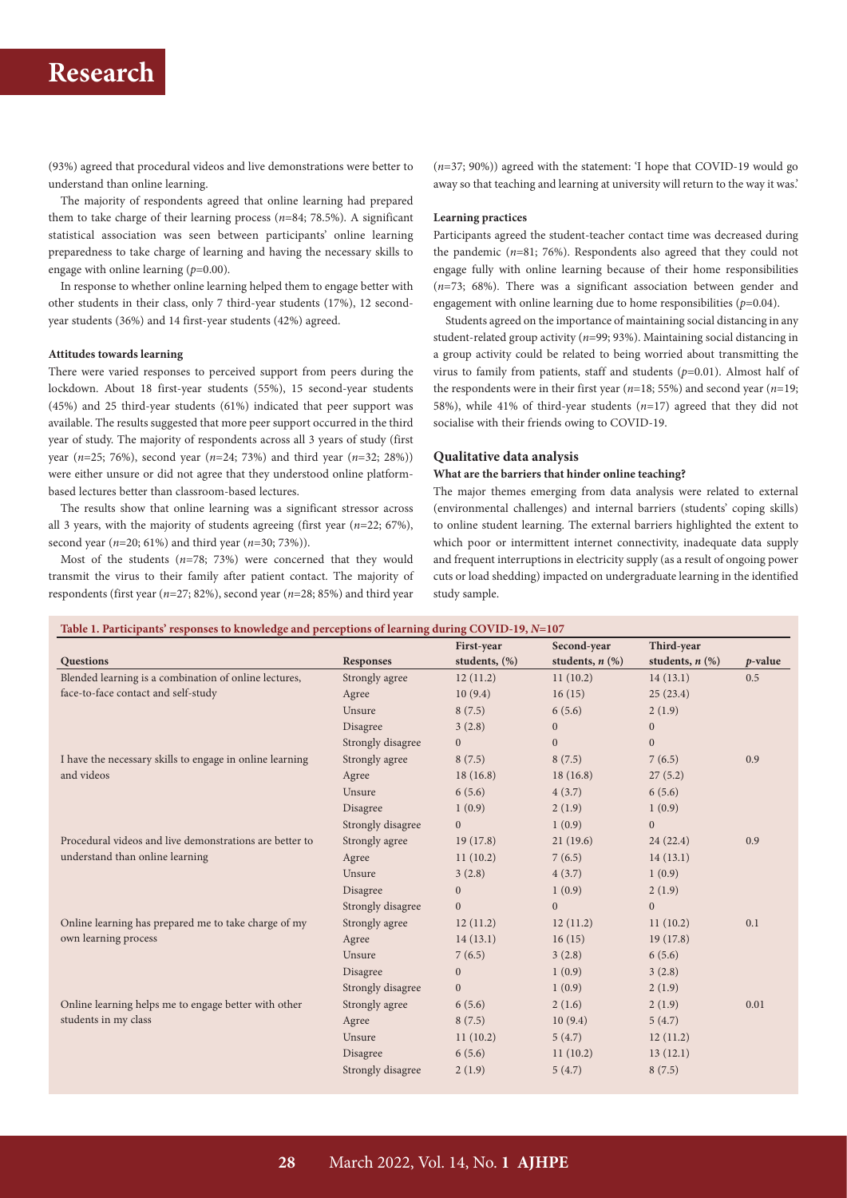(93%) agreed that procedural videos and live demonstrations were better to understand than online learning.

The majority of respondents agreed that online learning had prepared them to take charge of their learning process (*n*=84; 78.5%). A significant statistical association was seen between participants' online learning preparedness to take charge of learning and having the necessary skills to engage with online learning (*p*=0.00).

In response to whether online learning helped them to engage better with other students in their class, only 7 third-year students (17%), 12 second-year students (36%) and 14 first-year students (42%) agreed.

#### Attitudes towards learning

There were varied responses to perceived support from peers during the lockdown. About 18 first-year students (55%), 15 second-year students (45%) and 25 third-year students (61%) indicated that peer support was available. The results suggested that more peer support occurred in the third year of study. The majority of respondents across all 3 years of study (first year (*n*=25; 76%), second year (*n*=24; 73%) and third year (*n*=32; 28%)) were either unsure or did not agree that they understood online platform-based lectures better than classroom-based lectures.

The results show that online learning was a significant stressor across all 3 years, with the majority of students agreeing (first year (*n*=22; 67%), second year (*n*=20; 61%) and third year (*n*=30; 73%)).

Most of the students (*n*=78; 73%) were concerned that they would transmit the virus to their family after patient contact. The majority of respondents (first year (*n*=27; 82%), second year (*n*=28; 85%) and third year (*n*=37; 90%)) agreed with the statement: 'I hope that COVID-19 would go away so that teaching and learning at university will return to the way it was.'

#### Learning practices

Participants agreed the student-teacher contact time was decreased during the pandemic (*n*=81; 76%). Respondents also agreed that they could not engage fully with online learning because of their home responsibilities (*n*=73; 68%). There was a significant association between gender and engagement with online learning due to home responsibilities (*p*=0.04).

Students agreed on the importance of maintaining social distancing in any student-related group activity (*n*=99; 93%). Maintaining social distancing in a group activity could be related to being worried about transmitting the virus to family from patients, staff and students (*p*=0.01). Almost half of the respondents were in their first year (*n*=18; 55%) and second year (*n*=19; 58%), while 41% of third-year students (*n*=17) agreed that they did not socialise with their friends owing to COVID-19.

### Qualitative data analysis

#### What are the barriers that hinder online teaching?

The major themes emerging from data analysis were related to external (environmental challenges) and internal barriers (students' coping skills) to online student learning. The external barriers highlighted the extent to which poor or intermittent internet connectivity, inadequate data supply and frequent interruptions in electricity supply (as a result of ongoing power cuts or load shedding) impacted on undergraduate learning in the identified study sample.

**Table 1. Participants' responses to knowledge and perceptions of learning during COVID-19, *N*=107**

| Questions | Responses | First-year students, (%) | Second-year students, *n* (%) | Third-year students, *n* (%) | *p*-value |
|---|---|---|---|---|---|
| Blended learning is a combination of online lectures, face-to-face contact and self-study | Strongly agree | 12 (11.2) | 11 (10.2) | 14 (13.1) | 0.5 |
| | Agree | 10 (9.4) | 16 (15) | 25 (23.4) | |
| | Unsure | 8 (7.5) | 6 (5.6) | 2 (1.9) | |
| | Disagree | 3 (2.8) | 0 | 0 | |
| | Strongly disagree | 0 | 0 | 0 | |
| I have the necessary skills to engage in online learning and videos | Strongly agree | 8 (7.5) | 8 (7.5) | 7 (6.5) | 0.9 |
| | Agree | 18 (16.8) | 18 (16.8) | 27 (5.2) | |
| | Unsure | 6 (5.6) | 4 (3.7) | 6 (5.6) | |
| | Disagree | 1 (0.9) | 2 (1.9) | 1 (0.9) | |
| | Strongly disagree | 0 | 1 (0.9) | 0 | |
| Procedural videos and live demonstrations are better to understand than online learning | Strongly agree | 19 (17.8) | 21 (19.6) | 24 (22.4) | 0.9 |
| | Agree | 11 (10.2) | 7 (6.5) | 14 (13.1) | |
| | Unsure | 3 (2.8) | 4 (3.7) | 1 (0.9) | |
| | Disagree | 0 | 1 (0.9) | 2 (1.9) | |
| | Strongly disagree | 0 | 0 | 0 | |
| Online learning has prepared me to take charge of my own learning process | Strongly agree | 12 (11.2) | 12 (11.2) | 11 (10.2) | 0.1 |
| | Agree | 14 (13.1) | 16 (15) | 19 (17.8) | |
| | Unsure | 7 (6.5) | 3 (2.8) | 6 (5.6) | |
| | Disagree | 0 | 1 (0.9) | 3 (2.8) | |
| | Strongly disagree | 0 | 1 (0.9) | 2 (1.9) | |
| Online learning helps me to engage better with other students in my class | Strongly agree | 6 (5.6) | 2 (1.6) | 2 (1.9) | 0.01 |
| | Agree | 8 (7.5) | 10 (9.4) | 5 (4.7) | |
| | Unsure | 11 (10.2) | 5 (4.7) | 12 (11.2) | |
| | Disagree | 6 (5.6) | 11 (10.2) | 13 (12.1) | |
| | Strongly disagree | 2 (1.9) | 5 (4.7) | 8 (7.5) | |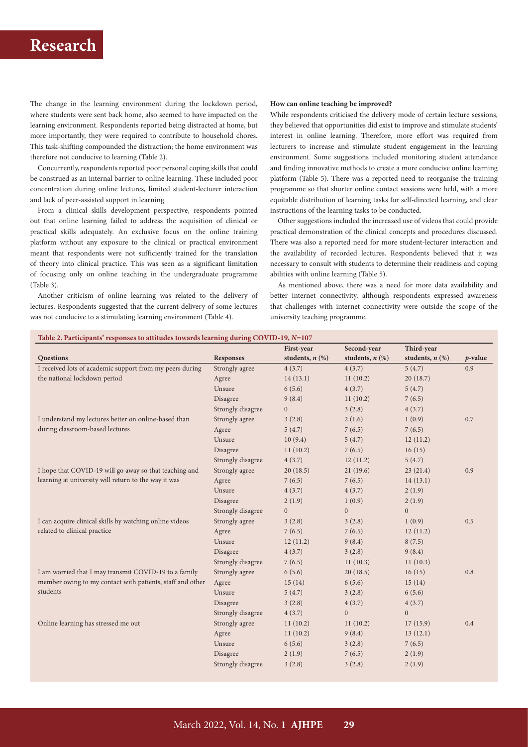The change in the learning environment during the lockdown period, where students were sent back home, also seemed to have impacted on the learning environment. Respondents reported being distracted at home, but more importantly, they were required to contribute to household chores. This task-shifting compounded the distraction; the home environment was therefore not conducive to learning (Table 2).

Concurrently, respondents reported poor personal coping skills that could be construed as an internal barrier to online learning. These included poor concentration during online lectures, limited student-lecturer interaction and lack of peer-assisted support in learning.

From a clinical skills development perspective, respondents pointed out that online learning failed to address the acquisition of clinical or practical skills adequately. An exclusive focus on the online training platform without any exposure to the clinical or practical environment meant that respondents were not sufficiently trained for the translation of theory into clinical practice. This was seen as a significant limitation of focusing only on online teaching in the undergraduate programme (Table 3).

Another criticism of online learning was related to the delivery of lectures. Respondents suggested that the current delivery of some lectures was not conducive to a stimulating learning environment (Table 4).

**How can online teaching be improved?**

While respondents criticised the delivery mode of certain lecture sessions, they believed that opportunities did exist to improve and stimulate students' interest in online learning. Therefore, more effort was required from lecturers to increase and stimulate student engagement in the learning environment. Some suggestions included monitoring student attendance and finding innovative methods to create a more conducive online learning platform (Table 5). There was a reported need to reorganise the training programme so that shorter online contact sessions were held, with a more equitable distribution of learning tasks for self-directed learning, and clear instructions of the learning tasks to be conducted.

Other suggestions included the increased use of videos that could provide practical demonstration of the clinical concepts and procedures discussed. There was also a reported need for more student-lecturer interaction and the availability of recorded lectures. Respondents believed that it was necessary to consult with students to determine their readiness and coping abilities with online learning (Table 5).

As mentioned above, there was a need for more data availability and better internet connectivity, although respondents expressed awareness that challenges with internet connectivity were outside the scope of the university teaching programme.

**Table 2. Participants' responses to attitudes towards learning during COVID-19, *N*=107**

| Questions | Responses | First-year students, *n* (%) | Second-year students, *n* (%) | Third-year students, *n* (%) | *p*-value |
|---|---|---|---|---|---|
| I received lots of academic support from my peers during the national lockdown period | Strongly agree | 4 (3.7) | 4 (3.7) | 5 (4.7) | 0.9 |
| | Agree | 14 (13.1) | 11 (10.2) | 20 (18.7) | |
| | Unsure | 6 (5.6) | 4 (3.7) | 5 (4.7) | |
| | Disagree | 9 (8.4) | 11 (10.2) | 7 (6.5) | |
| | Strongly disagree | 0 | 3 (2.8) | 4 (3.7) | |
| I understand my lectures better on online-based than during classroom-based lectures | Strongly agree | 3 (2.8) | 2 (1.6) | 1 (0.9) | 0.7 |
| | Agree | 5 (4.7) | 7 (6.5) | 7 (6.5) | |
| | Unsure | 10 (9.4) | 5 (4.7) | 12 (11.2) | |
| | Disagree | 11 (10.2) | 7 (6.5) | 16 (15) | |
| | Strongly disagree | 4 (3.7) | 12 (11.2) | 5 (4.7) | |
| I hope that COVID-19 will go away so that teaching and learning at university will return to the way it was | Strongly agree | 20 (18.5) | 21 (19.6) | 23 (21.4) | 0.9 |
| | Agree | 7 (6.5) | 7 (6.5) | 14 (13.1) | |
| | Unsure | 4 (3.7) | 4 (3.7) | 2 (1.9) | |
| | Disagree | 2 (1.9) | 1 (0.9) | 2 (1.9) | |
| | Strongly disagree | 0 | 0 | 0 | |
| I can acquire clinical skills by watching online videos related to clinical practice | Strongly agree | 3 (2.8) | 3 (2.8) | 1 (0.9) | 0.5 |
| | Agree | 7 (6.5) | 7 (6.5) | 12 (11.2) | |
| | Unsure | 12 (11.2) | 9 (8.4) | 8 (7.5) | |
| | Disagree | 4 (3.7) | 3 (2.8) | 9 (8.4) | |
| | Strongly disagree | 7 (6.5) | 11 (10.3) | 11 (10.3) | |
| I am worried that I may transmit COVID-19 to a family member owing to my contact with patients, staff and other students | Strongly agree | 6 (5.6) | 20 (18.5) | 16 (15) | 0.8 |
| | Agree | 15 (14) | 6 (5.6) | 15 (14) | |
| | Unsure | 5 (4.7) | 3 (2.8) | 6 (5.6) | |
| | Disagree | 3 (2.8) | 4 (3.7) | 4 (3.7) | |
| | Strongly disagree | 4 (3.7) | 0 | 0 | |
| Online learning has stressed me out | Strongly agree | 11 (10.2) | 11 (10.2) | 17 (15.9) | 0.4 |
| | Agree | 11 (10.2) | 9 (8.4) | 13 (12.1) | |
| | Unsure | 6 (5.6) | 3 (2.8) | 7 (6.5) | |
| | Disagree | 2 (1.9) | 7 (6.5) | 2 (1.9) | |
| | Strongly disagree | 3 (2.8) | 3 (2.8) | 2 (1.9) | |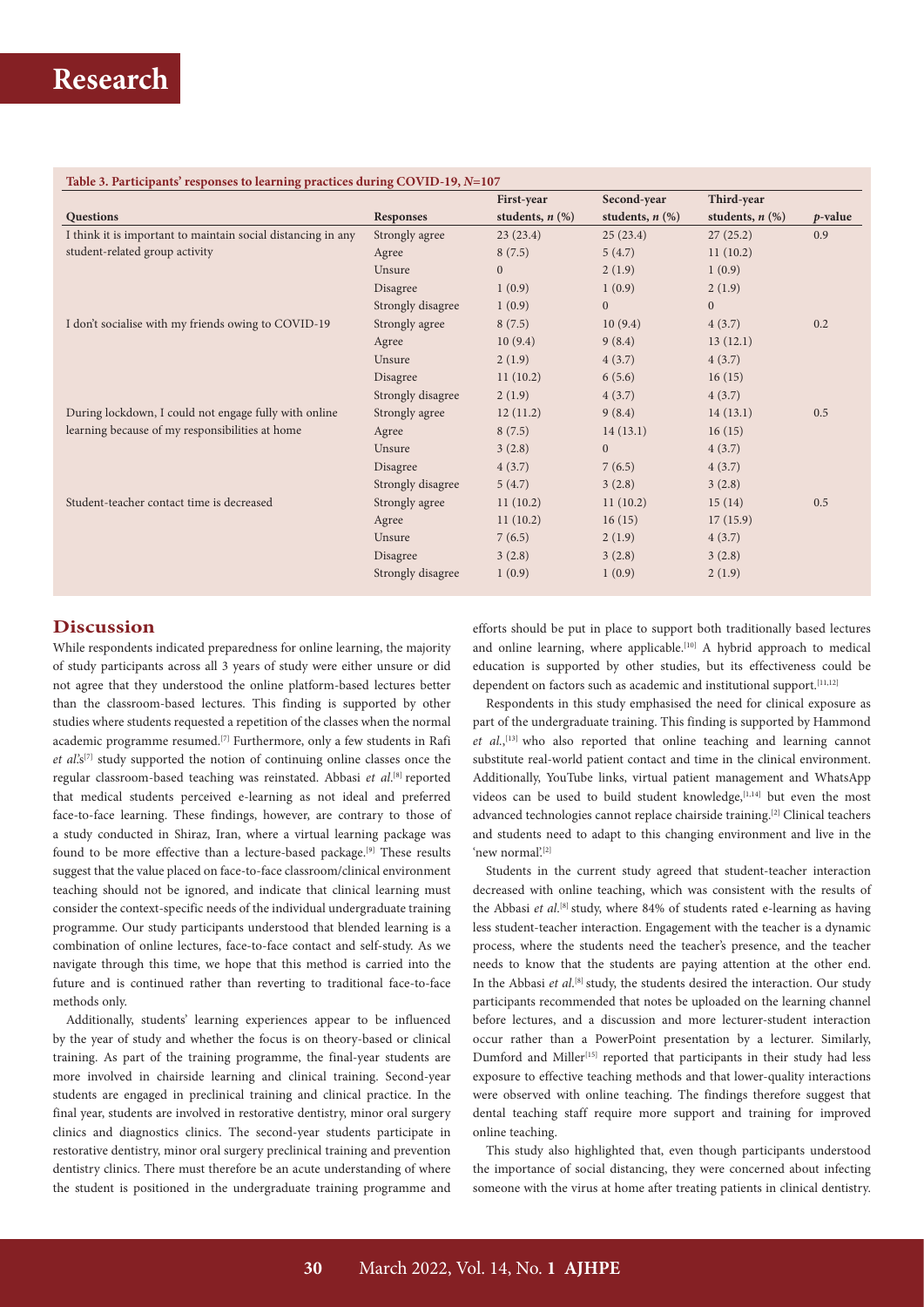**Table 3. Participants' responses to learning practices during COVID-19, *N*=107**

| Questions | Responses | First-year students, *n* (%) | Second-year students, *n* (%) | Third-year students, *n* (%) | *p*-value |
|---|---|---|---|---|---|
| I think it is important to maintain social distancing in any student-related group activity | Strongly agree | 23 (23.4) | 25 (23.4) | 27 (25.2) | 0.9 |
| | Agree | 8 (7.5) | 5 (4.7) | 11 (10.2) | |
| | Unsure | 0 | 2 (1.9) | 1 (0.9) | |
| | Disagree | 1 (0.9) | 1 (0.9) | 2 (1.9) | |
| | Strongly disagree | 1 (0.9) | 0 | 0 | |
| I don't socialise with my friends owing to COVID-19 | Strongly agree | 8 (7.5) | 10 (9.4) | 4 (3.7) | 0.2 |
| | Agree | 10 (9.4) | 9 (8.4) | 13 (12.1) | |
| | Unsure | 2 (1.9) | 4 (3.7) | 4 (3.7) | |
| | Disagree | 11 (10.2) | 6 (5.6) | 16 (15) | |
| | Strongly disagree | 2 (1.9) | 4 (3.7) | 4 (3.7) | |
| During lockdown, I could not engage fully with online learning because of my responsibilities at home | Strongly agree | 12 (11.2) | 9 (8.4) | 14 (13.1) | 0.5 |
| | Agree | 8 (7.5) | 14 (13.1) | 16 (15) | |
| | Unsure | 3 (2.8) | 0 | 4 (3.7) | |
| | Disagree | 4 (3.7) | 7 (6.5) | 4 (3.7) | |
| | Strongly disagree | 5 (4.7) | 3 (2.8) | 3 (2.8) | |
| Student-teacher contact time is decreased | Strongly agree | 11 (10.2) | 11 (10.2) | 15 (14) | 0.5 |
| | Agree | 11 (10.2) | 16 (15) | 17 (15.9) | |
| | Unsure | 7 (6.5) | 2 (1.9) | 4 (3.7) | |
| | Disagree | 3 (2.8) | 3 (2.8) | 3 (2.8) | |
| | Strongly disagree | 1 (0.9) | 1 (0.9) | 2 (1.9) | |

## Discussion

While respondents indicated preparedness for online learning, the majority of study participants across all 3 years of study were either unsure or did not agree that they understood the online platform-based lectures better than the classroom-based lectures. This finding is supported by other studies where students requested a repetition of the classes when the normal academic programme resumed.[7] Furthermore, only a few students in Rafi *et al*.'s[7] study supported the notion of continuing online classes once the regular classroom-based teaching was reinstated. Abbasi *et al*.[8] reported that medical students perceived e-learning as not ideal and preferred face-to-face learning. These findings, however, are contrary to those of a study conducted in Shiraz, Iran, where a virtual learning package was found to be more effective than a lecture-based package.[9] These results suggest that the value placed on face-to-face classroom/clinical environment teaching should not be ignored, and indicate that clinical learning must consider the context-specific needs of the individual undergraduate training programme. Our study participants understood that blended learning is a combination of online lectures, face-to-face contact and self-study. As we navigate through this time, we hope that this method is carried into the future and is continued rather than reverting to traditional face-to-face methods only.

Additionally, students' learning experiences appear to be influenced by the year of study and whether the focus is on theory-based or clinical training. As part of the training programme, the final-year students are more involved in chairside learning and clinical training. Second-year students are engaged in preclinical training and clinical practice. In the final year, students are involved in restorative dentistry, minor oral surgery clinics and diagnostics clinics. The second-year students participate in restorative dentistry, minor oral surgery preclinical training and prevention dentistry clinics. There must therefore be an acute understanding of where the student is positioned in the undergraduate training programme and efforts should be put in place to support both traditionally based lectures and online learning, where applicable.[10] A hybrid approach to medical education is supported by other studies, but its effectiveness could be dependent on factors such as academic and institutional support.[11,12]

Respondents in this study emphasised the need for clinical exposure as part of the undergraduate training. This finding is supported by Hammond *et al*.,[13] who also reported that online teaching and learning cannot substitute real-world patient contact and time in the clinical environment. Additionally, YouTube links, virtual patient management and WhatsApp videos can be used to build student knowledge,[1,14] but even the most advanced technologies cannot replace chairside training.[2] Clinical teachers and students need to adapt to this changing environment and live in the 'new normal'.[2]

Students in the current study agreed that student-teacher interaction decreased with online teaching, which was consistent with the results of the Abbasi *et al*.[8] study, where 84% of students rated e-learning as having less student-teacher interaction. Engagement with the teacher is a dynamic process, where the students need the teacher's presence, and the teacher needs to know that the students are paying attention at the other end. In the Abbasi *et al*.[8] study, the students desired the interaction. Our study participants recommended that notes be uploaded on the learning channel before lectures, and a discussion and more lecturer-student interaction occur rather than a PowerPoint presentation by a lecturer. Similarly, Dumford and Miller[15] reported that participants in their study had less exposure to effective teaching methods and that lower-quality interactions were observed with online teaching. The findings therefore suggest that dental teaching staff require more support and training for improved online teaching.

This study also highlighted that, even though participants understood the importance of social distancing, they were concerned about infecting someone with the virus at home after treating patients in clinical dentistry.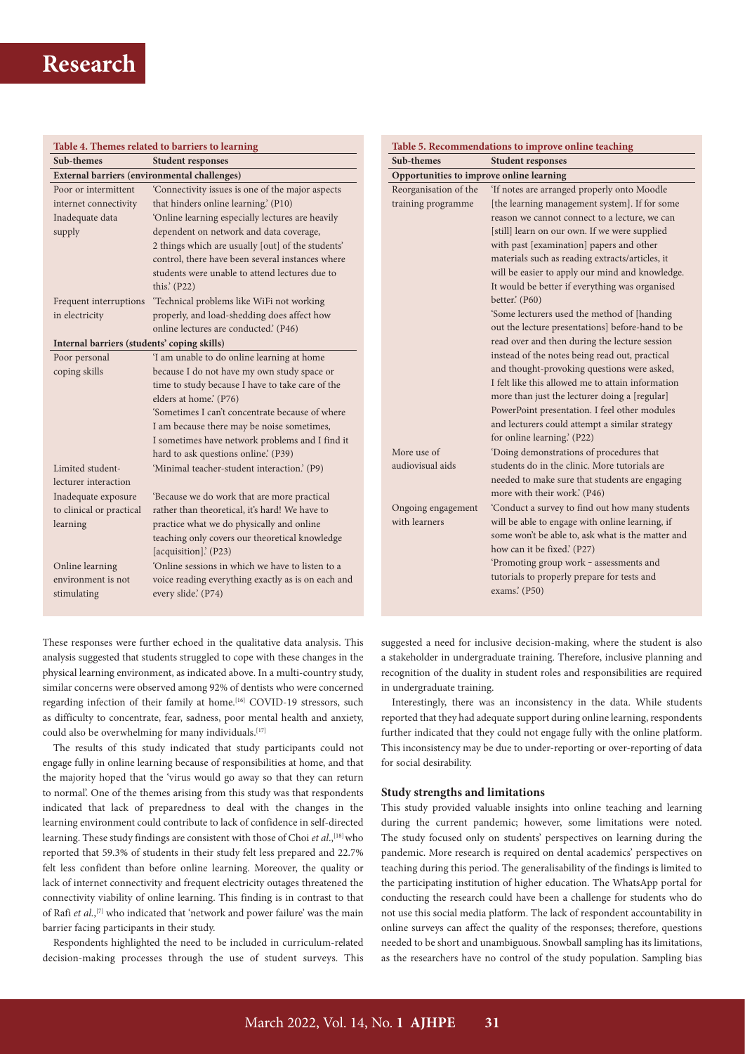**Table 4. Themes related to barriers to learning**

| Sub-themes | Student responses |
|---|---|
| **External barriers (environmental challenges)** | |
| Poor or intermittent internet connectivity | 'Connectivity issues is one of the major aspects that hinders online learning.' (P10) |
| Inadequate data supply | 'Online learning especially lectures are heavily dependent on network and data coverage, 2 things which are usually [out] of the students' control, there have been several instances where students were unable to attend lectures due to this.' (P22) |
| Frequent interruptions in electricity | 'Technical problems like WiFi not working properly, and load-shedding does affect how online lectures are conducted.' (P46) |
| **Internal barriers (students' coping skills)** | |
| Poor personal coping skills | 'I am unable to do online learning at home because I do not have my own study space or time to study because I have to take care of the elders at home.' (P76) 'Sometimes I can't concentrate because of where I am because there may be noise sometimes, I sometimes have network problems and I find it hard to ask questions online.' (P39) |
| Limited student-lecturer interaction | 'Minimal teacher-student interaction.' (P9) |
| Inadequate exposure to clinical or practical learning | 'Because we do work that are more practical rather than theoretical, it's hard! We have to practice what we do physically and online teaching only covers our theoretical knowledge [acquisition].' (P23) |
| Online learning environment is not stimulating | 'Online sessions in which we have to listen to a voice reading everything exactly as is on each and every slide.' (P74) |

**Table 5. Recommendations to improve online teaching**

| Sub-themes | Student responses |
|---|---|
| **Opportunities to improve online learning** | |
| Reorganisation of the training programme | 'If notes are arranged properly onto Moodle [the learning management system]. If for some reason we cannot connect to a lecture, we can [still] learn on our own. If we were supplied with past [examination] papers and other materials such as reading extracts/articles, it will be easier to apply our mind and knowledge. It would be better if everything was organised better.' (P60) 'Some lecturers used the method of [handing out the lecture presentations] before-hand to be read over and then during the lecture session instead of the notes being read out, practical and thought-provoking questions were asked, I felt like this allowed me to attain information more than just the lecturer doing a [regular] PowerPoint presentation. I feel other modules and lecturers could attempt a similar strategy for online learning.' (P22) |
| More use of audiovisual aids | 'Doing demonstrations of procedures that students do in the clinic. More tutorials are needed to make sure that students are engaging more with their work.' (P46) |
| Ongoing engagement with learners | 'Conduct a survey to find out how many students will be able to engage with online learning, if some won't be able to, ask what is the matter and how can it be fixed.' (P27) 'Promoting group work – assessments and tutorials to properly prepare for tests and exams.' (P50) |

These responses were further echoed in the qualitative data analysis. This analysis suggested that students struggled to cope with these changes in the physical learning environment, as indicated above. In a multi-country study, similar concerns were observed among 92% of dentists who were concerned regarding infection of their family at home.[16] COVID-19 stressors, such as difficulty to concentrate, fear, sadness, poor mental health and anxiety, could also be overwhelming for many individuals.[17]

The results of this study indicated that study participants could not engage fully in online learning because of responsibilities at home, and that the majority hoped that the 'virus would go away so that they can return to normal'. One of the themes arising from this study was that respondents indicated that lack of preparedness to deal with the changes in the learning environment could contribute to lack of confidence in self-directed learning. These study findings are consistent with those of Choi *et al.*,[18] who reported that 59.3% of students in their study felt less prepared and 22.7% felt less confident than before online learning. Moreover, the quality or lack of internet connectivity and frequent electricity outages threatened the connectivity viability of online learning. This finding is in contrast to that of Rafi *et al.*,[7] who indicated that 'network and power failure' was the main barrier facing participants in their study.

Respondents highlighted the need to be included in curriculum-related decision-making processes through the use of student surveys. This suggested a need for inclusive decision-making, where the student is also a stakeholder in undergraduate training. Therefore, inclusive planning and recognition of the duality in student roles and responsibilities are required in undergraduate training.

Interestingly, there was an inconsistency in the data. While students reported that they had adequate support during online learning, respondents further indicated that they could not engage fully with the online platform. This inconsistency may be due to under-reporting or over-reporting of data for social desirability.

### Study strengths and limitations

This study provided valuable insights into online teaching and learning during the current pandemic; however, some limitations were noted. The study focused only on students' perspectives on learning during the pandemic. More research is required on dental academics' perspectives on teaching during this period. The generalisability of the findings is limited to the participating institution of higher education. The WhatsApp portal for conducting the research could have been a challenge for students who do not use this social media platform. The lack of respondent accountability in online surveys can affect the quality of the responses; therefore, questions needed to be short and unambiguous. Snowball sampling has its limitations, as the researchers have no control of the study population. Sampling bias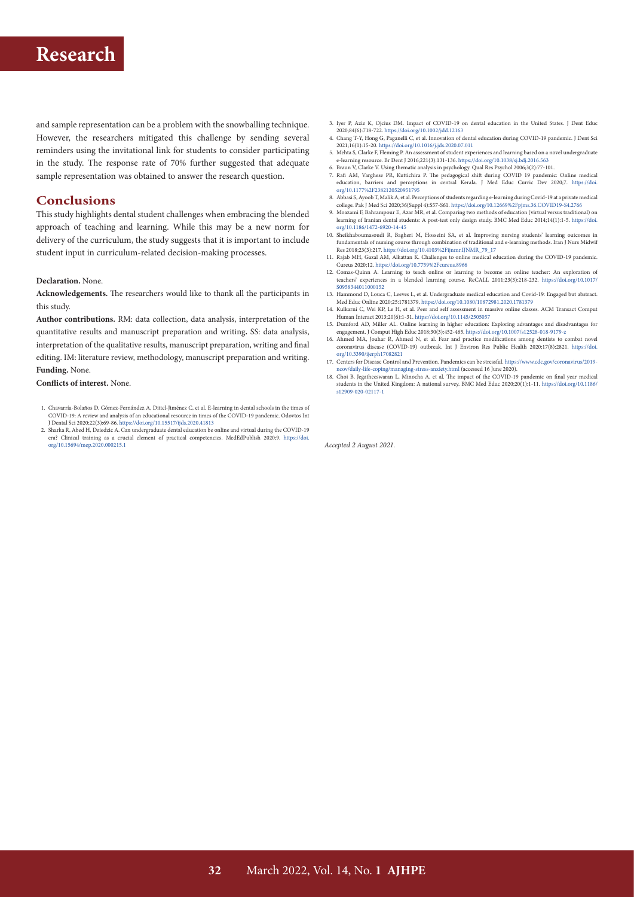and sample representation can be a problem with the snowballing technique. However, the researchers mitigated this challenge by sending several reminders using the invitational link for students to consider participating in the study. The response rate of 70% further suggested that adequate sample representation was obtained to answer the research question.

## Conclusions

This study highlights dental student challenges when embracing the blended approach of teaching and learning. While this may be a new norm for delivery of the curriculum, the study suggests that it is important to include student input in curriculum-related decision-making processes.

**Declaration.** None.

**Acknowledgements.** The researchers would like to thank all the participants in this study.

**Author contributions.** RM: data collection, data analysis, interpretation of the quantitative results and manuscript preparation and writing**.** SS: data analysis, interpretation of the qualitative results, manuscript preparation, writing and final editing. IM: literature review, methodology, manuscript preparation and writing.

**Funding.** None.

**Conflicts of interest.** None.

1. Chavarría-Bolaños D, Gómez-Fernández A, Dittel-Jiménez C, et al. E-learning in dental schools in the times of COVID-19: A review and analysis of an educational resource in times of the COVID-19 pandemic. Odovtos Int J Dental Sci 2020;22(3):69-86. https://doi.org/10.15517/ijds.2020.41813
2. Sharka R, Abed H, Dziedzic A. Can undergraduate dental education be online and virtual during the COVID-19 era? Clinical training as a crucial element of practical competencies. MedEdPublish 2020;9. https://doi.org/10.15694/mep.2020.000215.1
3. Iyer P, Aziz K, Ojcius DM. Impact of COVID-19 on dental education in the United States. J Dent Educ 2020;84(6):718-722. https://doi.org/10.1002/jdd.12163
4. Chang T-Y, Hong G, Paganelli C, et al. Innovation of dental education during COVID-19 pandemic. J Dent Sci 2021;16(1):15-20. https://doi.org/10.1016/j.jds.2020.07.011
5. Mehta S, Clarke F, Fleming P. An assessment of student experiences and learning based on a novel undergraduate e-learning resource. Br Dent J 2016;221(3):131-136. https://doi.org/10.1038/sj.bdj.2016.563
6. Braun V, Clarke V. Using thematic analysis in psychology. Qual Res Psychol 2006;3(2):77-101.
7. Rafi AM, Varghese PR, Kuttichira P. The pedagogical shift during COVID 19 pandemic: Online medical education, barriers and perceptions in central Kerala. J Med Educ Curric Dev 2020;7. https://doi.org/10.1177%2F2382120520951795
8. Abbasi S, Ayoob T, Malik A, et al. Perceptions of students regarding e-learning during Covid-19 at a private medical college. Pak J Med Sci 2020;36(Suppl 4):S57-S61. https://doi.org/10.12669%2Fpjms.36.COVID19-S4.2766
9. Moazami F, Bahrampour E, Azar MR, et al. Comparing two methods of education (virtual versus traditional) on learning of Iranian dental students: A post-test only design study. BMC Med Educ 2014;14(1):1-5. https://doi.org/10.1186/1472-6920-14-45
10. Sheikhaboumasoudi R, Bagheri M, Hosseini SA, et al. Improving nursing students' learning outcomes in fundamentals of nursing course through combination of traditional and e-learning methods. Iran J Nurs Midwif Res 2018;23(3):217. https://doi.org/10.4103%2Fijnmr.IJNMR_79_17
11. Rajab MH, Gazal AM, Alkattan K. Challenges to online medical education during the COVID-19 pandemic. Cureus 2020;12. https://doi.org/10.7759%2Fcureus.8966
12. Comas-Quinn A. Learning to teach online or learning to become an online teacher: An exploration of teachers' experiences in a blended learning course. ReCALL 2011;23(3):218-232. https://doi.org/10.1017/S0958344011000152
13. Hammond D, Louca C, Leeves L, et al. Undergraduate medical education and Covid-19: Engaged but abstract. Med Educ Online 2020;25:1781379. https://doi.org/10.1080/10872981.2020.1781379
14. Kulkarni C, Wei KP, Le H, et al. Peer and self assessment in massive online classes. ACM Transact Comput Human Interact 2013;20(6):1-31. https://doi.org/10.1145/2505057
15. Dumford AD, Miller AL. Online learning in higher education: Exploring advantages and disadvantages for engagement. J Comput High Educ 2018;30(3):452-465. https://doi.org/10.1007/s12528-018-9179-z
16. Ahmed MA, Jouhar R, Ahmed N, et al. Fear and practice modifications among dentists to combat novel coronavirus disease (COVID-19) outbreak. Int J Environ Res Public Health 2020;17(8):2821. https://doi.org/10.3390/ijerph17082821
17. Centers for Disease Control and Prevention. Pandemics can be stressful. https://www.cdc.gov/coronavirus/2019-ncov/daily-life-coping/managing-stress-anxiety.html (accessed 16 June 2020).
18. Choi B, Jegatheeswaran L, Minocha A, et al. The impact of the COVID-19 pandemic on final year medical students in the United Kingdom: A national survey. BMC Med Educ 2020;20(1):1-11. https://doi.org/10.1186/s12909-020-02117-1

*Accepted 2 August 2021.*